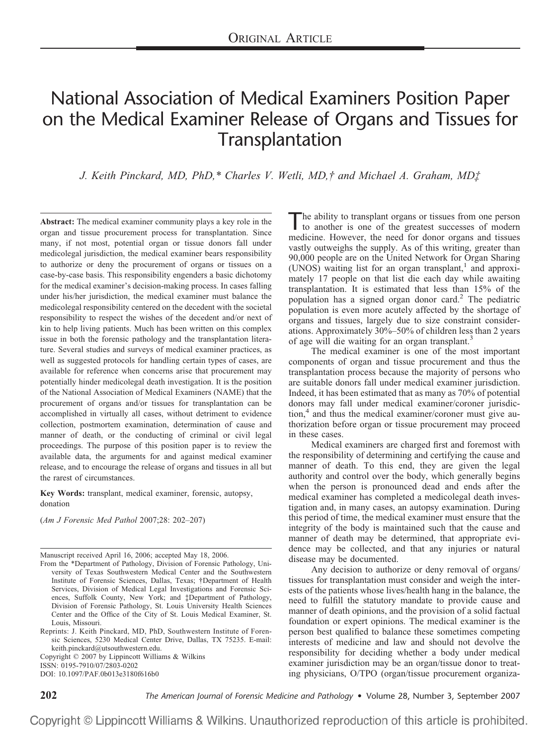ORIGINAL ARTICLE

# National Association of Medical Examiners Position Paper on the Medical Examiner Release of Organs and Tissues for Transplantation

*J. Keith Pinckard, MD, PhD,\* Charles V. Wetli, MD,† and Michael A. Graham, MD‡*

**Abstract:** The medical examiner community plays a key role in the organ and tissue procurement process for transplantation. Since many, if not most, potential organ or tissue donors fall under medicolegal jurisdiction, the medical examiner bears responsibility to authorize or deny the procurement of organs or tissues on a case-by-case basis. This responsibility engenders a basic dichotomy for the medical examiner's decision-making process. In cases falling under his/her jurisdiction, the medical examiner must balance the medicolegal responsibility centered on the decedent with the societal responsibility to respect the wishes of the decedent and/or next of kin to help living patients. Much has been written on this complex issue in both the forensic pathology and the transplantation literature. Several studies and surveys of medical examiner practices, as well as suggested protocols for handling certain types of cases, are available for reference when concerns arise that procurement may potentially hinder medicolegal death investigation. It is the position of the National Association of Medical Examiners (NAME) that the procurement of organs and/or tissues for transplantation can be accomplished in virtually all cases, without detriment to evidence collection, postmortem examination, determination of cause and manner of death, or the conducting of criminal or civil legal proceedings. The purpose of this position paper is to review the available data, the arguments for and against medical examiner release, and to encourage the release of organs and tissues in all but the rarest of circumstances.

**Key Words:** transplant, medical examiner, forensic, autopsy, donation

(*Am J Forensic Med Pathol* 2007;28: 202–207)

Manuscript received April 16, 2006; accepted May 18, 2006.

From the \*Department of Pathology, Division of Forensic Pathology, University of Texas Southwestern Medical Center and the Southwestern Institute of Forensic Sciences, Dallas, Texas; †Department of Health Services, Division of Medical Legal Investigations and Forensic Sciences, Suffolk County, New York; and ‡Department of Pathology, Division of Forensic Pathology, St. Louis University Health Sciences Center and the Office of the City of St. Louis Medical Examiner, St. Louis, Missouri.

Reprints: J. Keith Pinckard, MD, PhD, Southwestern Institute of Forensic Sciences, 5230 Medical Center Drive, Dallas, TX 75235. E-mail: keith.pinckard@utsouthwestern.edu.

Copyright © 2007 by Lippincott Williams & Wilkins

ISSN: 0195-7910/07/2803-0202

DOI: 10.1097/PAF.0b013e3180f616b0

The ability to transplant organs or tissues from one person to another is one of the greatest successes of modern medicine. However, the need for donor organs and tissues vastly outweighs the supply. As of this writing, greater than 90,000 people are on the United Network for Organ Sharing (UNOS) waiting list for an organ transplant,[1] and approximately 17 people on that list die each day while awaiting transplantation. It is estimated that less than 15% of the population has a signed organ donor card.[2] The pediatric population is even more acutely affected by the shortage of organs and tissues, largely due to size constraint considerations. Approximately 30%–50% of children less than 2 years of age will die waiting for an organ transplant.[3]

The medical examiner is one of the most important components of organ and tissue procurement and thus the transplantation process because the majority of persons who are suitable donors fall under medical examiner jurisdiction. Indeed, it has been estimated that as many as 70% of potential donors may fall under medical examiner/coroner jurisdiction,[4] and thus the medical examiner/coroner must give authorization before organ or tissue procurement may proceed in these cases.

Medical examiners are charged first and foremost with the responsibility of determining and certifying the cause and manner of death. To this end, they are given the legal authority and control over the body, which generally begins when the person is pronounced dead and ends after the medical examiner has completed a medicolegal death investigation and, in many cases, an autopsy examination. During this period of time, the medical examiner must ensure that the integrity of the body is maintained such that the cause and manner of death may be determined, that appropriate evidence may be collected, and that any injuries or natural disease may be documented.

Any decision to authorize or deny removal of organs/tissues for transplantation must consider and weigh the interests of the patients whose lives/health hang in the balance, the need to fulfill the statutory mandate to provide cause and manner of death opinions, and the provision of a solid factual foundation or expert opinions. The medical examiner is the person best qualified to balance these sometimes competing interests of medicine and law and should not devolve the responsibility for deciding whether a body under medical examiner jurisdiction may be an organ/tissue donor to treating physicians, O/TPO (organ/tissue procurement organiza-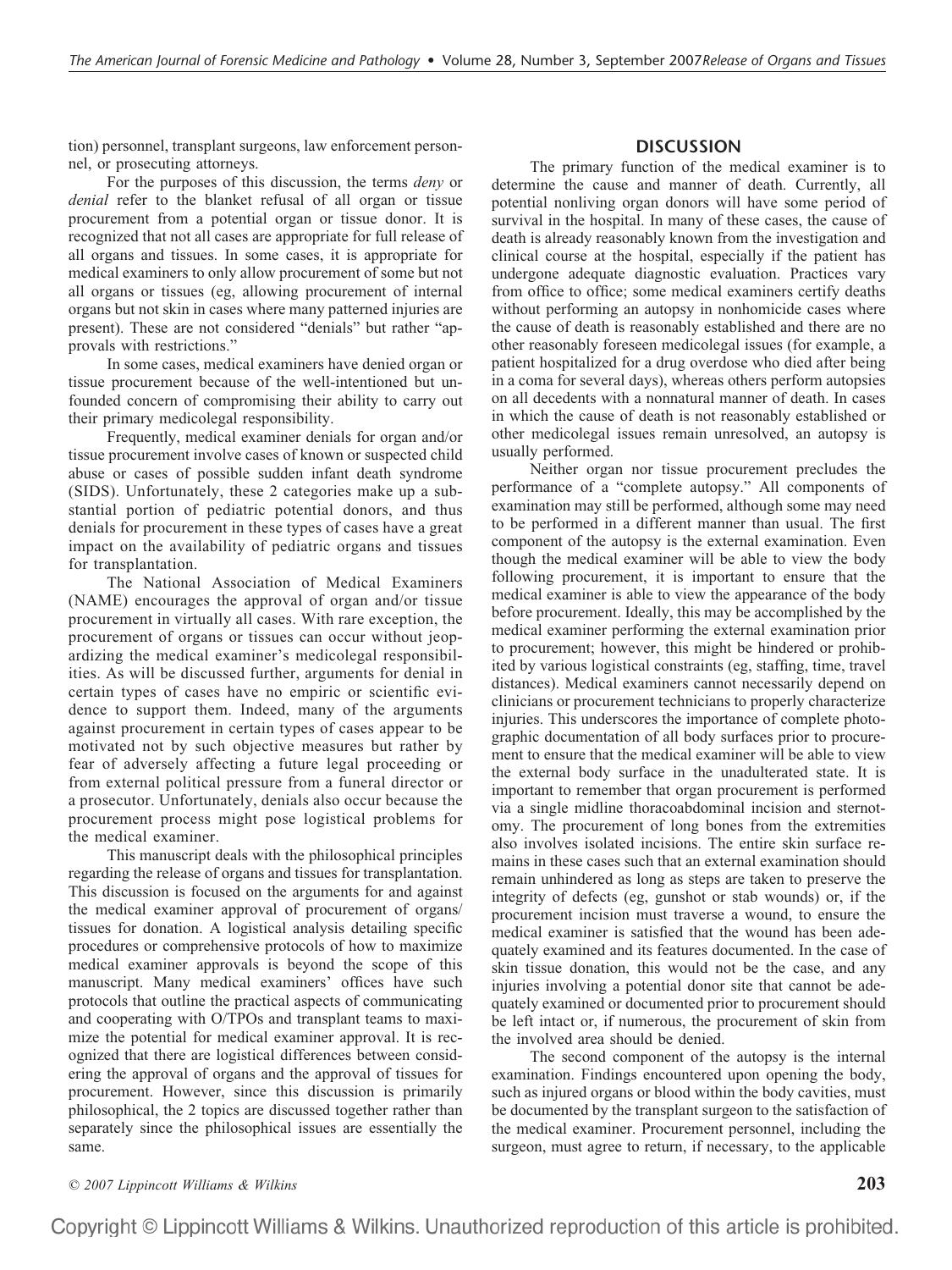tion) personnel, transplant surgeons, law enforcement personnel, or prosecuting attorneys.

For the purposes of this discussion, the terms *deny* or *denial* refer to the blanket refusal of all organ or tissue procurement from a potential organ or tissue donor. It is recognized that not all cases are appropriate for full release of all organs and tissues. In some cases, it is appropriate for medical examiners to only allow procurement of some but not all organs or tissues (eg, allowing procurement of internal organs but not skin in cases where many patterned injuries are present). These are not considered "denials" but rather "approvals with restrictions."

In some cases, medical examiners have denied organ or tissue procurement because of the well-intentioned but unfounded concern of compromising their ability to carry out their primary medicolegal responsibility.

Frequently, medical examiner denials for organ and/or tissue procurement involve cases of known or suspected child abuse or cases of possible sudden infant death syndrome (SIDS). Unfortunately, these 2 categories make up a substantial portion of pediatric potential donors, and thus denials for procurement in these types of cases have a great impact on the availability of pediatric organs and tissues for transplantation.

The National Association of Medical Examiners (NAME) encourages the approval of organ and/or tissue procurement in virtually all cases. With rare exception, the procurement of organs or tissues can occur without jeopardizing the medical examiner's medicolegal responsibilities. As will be discussed further, arguments for denial in certain types of cases have no empiric or scientific evidence to support them. Indeed, many of the arguments against procurement in certain types of cases appear to be motivated not by such objective measures but rather by fear of adversely affecting a future legal proceeding or from external political pressure from a funeral director or a prosecutor. Unfortunately, denials also occur because the procurement process might pose logistical problems for the medical examiner.

This manuscript deals with the philosophical principles regarding the release of organs and tissues for transplantation. This discussion is focused on the arguments for and against the medical examiner approval of procurement of organs/tissues for donation. A logistical analysis detailing specific procedures or comprehensive protocols of how to maximize medical examiner approvals is beyond the scope of this manuscript. Many medical examiners' offices have such protocols that outline the practical aspects of communicating and cooperating with O/TPOs and transplant teams to maximize the potential for medical examiner approval. It is recognized that there are logistical differences between considering the approval of organs and the approval of tissues for procurement. However, since this discussion is primarily philosophical, the 2 topics are discussed together rather than separately since the philosophical issues are essentially the same.

## DISCUSSION

The primary function of the medical examiner is to determine the cause and manner of death. Currently, all potential nonliving organ donors will have some period of survival in the hospital. In many of these cases, the cause of death is already reasonably known from the investigation and clinical course at the hospital, especially if the patient has undergone adequate diagnostic evaluation. Practices vary from office to office; some medical examiners certify deaths without performing an autopsy in nonhomicide cases where the cause of death is reasonably established and there are no other reasonably foreseen medicolegal issues (for example, a patient hospitalized for a drug overdose who died after being in a coma for several days), whereas others perform autopsies on all decedents with a nonnatural manner of death. In cases in which the cause of death is not reasonably established or other medicolegal issues remain unresolved, an autopsy is usually performed.

Neither organ nor tissue procurement precludes the performance of a "complete autopsy." All components of examination may still be performed, although some may need to be performed in a different manner than usual. The first component of the autopsy is the external examination. Even though the medical examiner will be able to view the body following procurement, it is important to ensure that the medical examiner is able to view the appearance of the body before procurement. Ideally, this may be accomplished by the medical examiner performing the external examination prior to procurement; however, this might be hindered or prohibited by various logistical constraints (eg, staffing, time, travel distances). Medical examiners cannot necessarily depend on clinicians or procurement technicians to properly characterize injuries. This underscores the importance of complete photographic documentation of all body surfaces prior to procurement to ensure that the medical examiner will be able to view the external body surface in the unadulterated state. It is important to remember that organ procurement is performed via a single midline thoracoabdominal incision and sternotomy. The procurement of long bones from the extremities also involves isolated incisions. The entire skin surface remains in these cases such that an external examination should remain unhindered as long as steps are taken to preserve the integrity of defects (eg, gunshot or stab wounds) or, if the procurement incision must traverse a wound, to ensure the medical examiner is satisfied that the wound has been adequately examined and its features documented. In the case of skin tissue donation, this would not be the case, and any injuries involving a potential donor site that cannot be adequately examined or documented prior to procurement should be left intact or, if numerous, the procurement of skin from the involved area should be denied.

The second component of the autopsy is the internal examination. Findings encountered upon opening the body, such as injured organs or blood within the body cavities, must be documented by the transplant surgeon to the satisfaction of the medical examiner. Procurement personnel, including the surgeon, must agree to return, if necessary, to the applicable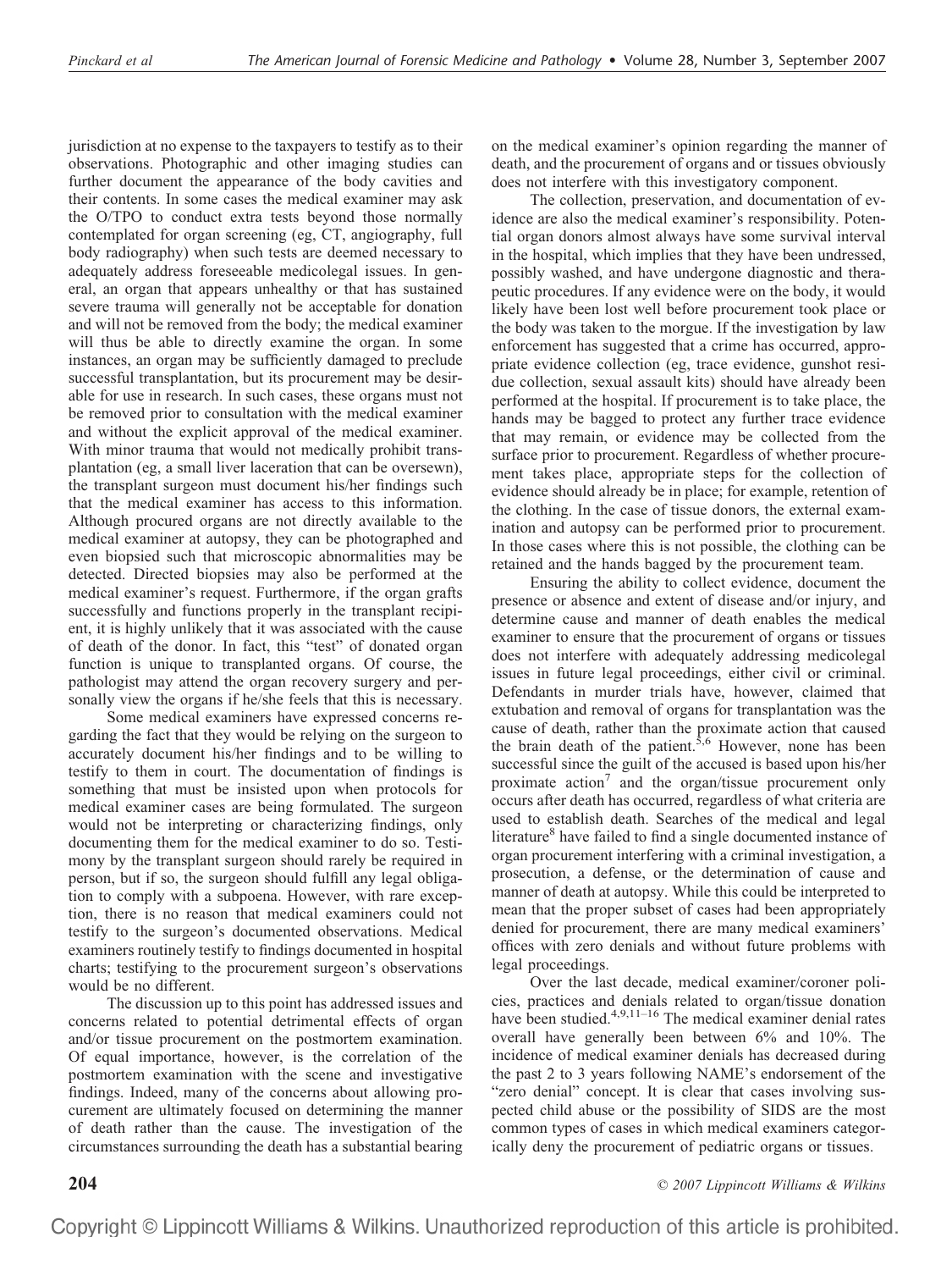jurisdiction at no expense to the taxpayers to testify as to their observations. Photographic and other imaging studies can further document the appearance of the body cavities and their contents. In some cases the medical examiner may ask the O/TPO to conduct extra tests beyond those normally contemplated for organ screening (eg, CT, angiography, full body radiography) when such tests are deemed necessary to adequately address foreseeable medicolegal issues. In general, an organ that appears unhealthy or that has sustained severe trauma will generally not be acceptable for donation and will not be removed from the body; the medical examiner will thus be able to directly examine the organ. In some instances, an organ may be sufficiently damaged to preclude successful transplantation, but its procurement may be desirable for use in research. In such cases, these organs must not be removed prior to consultation with the medical examiner and without the explicit approval of the medical examiner. With minor trauma that would not medically prohibit transplantation (eg, a small liver laceration that can be oversewn), the transplant surgeon must document his/her findings such that the medical examiner has access to this information. Although procured organs are not directly available to the medical examiner at autopsy, they can be photographed and even biopsied such that microscopic abnormalities may be detected. Directed biopsies may also be performed at the medical examiner's request. Furthermore, if the organ grafts successfully and functions properly in the transplant recipient, it is highly unlikely that it was associated with the cause of death of the donor. In fact, this "test" of donated organ function is unique to transplanted organs. Of course, the pathologist may attend the organ recovery surgery and personally view the organs if he/she feels that this is necessary.

Some medical examiners have expressed concerns regarding the fact that they would be relying on the surgeon to accurately document his/her findings and to be willing to testify to them in court. The documentation of findings is something that must be insisted upon when protocols for medical examiner cases are being formulated. The surgeon would not be interpreting or characterizing findings, only documenting them for the medical examiner to do so. Testimony by the transplant surgeon should rarely be required in person, but if so, the surgeon should fulfill any legal obligation to comply with a subpoena. However, with rare exception, there is no reason that medical examiners could not testify to the surgeon's documented observations. Medical examiners routinely testify to findings documented in hospital charts; testifying to the procurement surgeon's observations would be no different.

The discussion up to this point has addressed issues and concerns related to potential detrimental effects of organ and/or tissue procurement on the postmortem examination. Of equal importance, however, is the correlation of the postmortem examination with the scene and investigative findings. Indeed, many of the concerns about allowing procurement are ultimately focused on determining the manner of death rather than the cause. The investigation of the circumstances surrounding the death has a substantial bearing on the medical examiner's opinion regarding the manner of death, and the procurement of organs and or tissues obviously does not interfere with this investigatory component.

The collection, preservation, and documentation of evidence are also the medical examiner's responsibility. Potential organ donors almost always have some survival interval in the hospital, which implies that they have been undressed, possibly washed, and have undergone diagnostic and therapeutic procedures. If any evidence were on the body, it would likely have been lost well before procurement took place or the body was taken to the morgue. If the investigation by law enforcement has suggested that a crime has occurred, appropriate evidence collection (eg, trace evidence, gunshot residue collection, sexual assault kits) should have already been performed at the hospital. If procurement is to take place, the hands may be bagged to protect any further trace evidence that may remain, or evidence may be collected from the surface prior to procurement. Regardless of whether procurement takes place, appropriate steps for the collection of evidence should already be in place; for example, retention of the clothing. In the case of tissue donors, the external examination and autopsy can be performed prior to procurement. In those cases where this is not possible, the clothing can be retained and the hands bagged by the procurement team.

Ensuring the ability to collect evidence, document the presence or absence and extent of disease and/or injury, and determine cause and manner of death enables the medical examiner to ensure that the procurement of organs or tissues does not interfere with adequately addressing medicolegal issues in future legal proceedings, either civil or criminal. Defendants in murder trials have, however, claimed that extubation and removal of organs for transplantation was the cause of death, rather than the proximate action that caused the brain death of the patient.[5,6] However, none has been successful since the guilt of the accused is based upon his/her proximate action[7] and the organ/tissue procurement only occurs after death has occurred, regardless of what criteria are used to establish death. Searches of the medical and legal literature[8] have failed to find a single documented instance of organ procurement interfering with a criminal investigation, a prosecution, a defense, or the determination of cause and manner of death at autopsy. While this could be interpreted to mean that the proper subset of cases had been appropriately denied for procurement, there are many medical examiners' offices with zero denials and without future problems with legal proceedings.

Over the last decade, medical examiner/coroner policies, practices and denials related to organ/tissue donation have been studied.[4,9,11–16] The medical examiner denial rates overall have generally been between 6% and 10%. The incidence of medical examiner denials has decreased during the past 2 to 3 years following NAME's endorsement of the "zero denial" concept. It is clear that cases involving suspected child abuse or the possibility of SIDS are the most common types of cases in which medical examiners categorically deny the procurement of pediatric organs or tissues.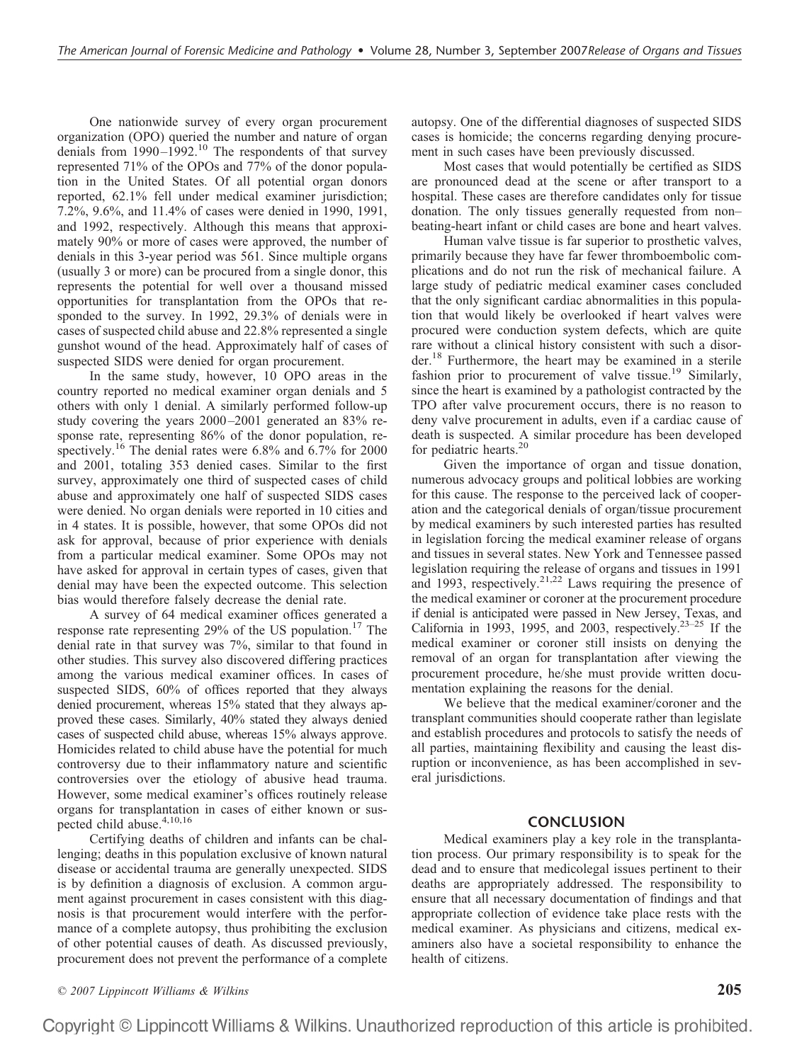One nationwide survey of every organ procurement organization (OPO) queried the number and nature of organ denials from 1990–1992.[10] The respondents of that survey represented 71% of the OPOs and 77% of the donor population in the United States. Of all potential organ donors reported, 62.1% fell under medical examiner jurisdiction; 7.2%, 9.6%, and 11.4% of cases were denied in 1990, 1991, and 1992, respectively. Although this means that approximately 90% or more of cases were approved, the number of denials in this 3-year period was 561. Since multiple organs (usually 3 or more) can be procured from a single donor, this represents the potential for well over a thousand missed opportunities for transplantation from the OPOs that responded to the survey. In 1992, 29.3% of denials were in cases of suspected child abuse and 22.8% represented a single gunshot wound of the head. Approximately half of cases of suspected SIDS were denied for organ procurement.

In the same study, however, 10 OPO areas in the country reported no medical examiner organ denials and 5 others with only 1 denial. A similarly performed follow-up study covering the years 2000–2001 generated an 83% response rate, representing 86% of the donor population, respectively.[16] The denial rates were 6.8% and 6.7% for 2000 and 2001, totaling 353 denied cases. Similar to the first survey, approximately one third of suspected cases of child abuse and approximately one half of suspected SIDS cases were denied. No organ denials were reported in 10 cities and in 4 states. It is possible, however, that some OPOs did not ask for approval, because of prior experience with denials from a particular medical examiner. Some OPOs may not have asked for approval in certain types of cases, given that denial may have been the expected outcome. This selection bias would therefore falsely decrease the denial rate.

A survey of 64 medical examiner offices generated a response rate representing 29% of the US population.[17] The denial rate in that survey was 7%, similar to that found in other studies. This survey also discovered differing practices among the various medical examiner offices. In cases of suspected SIDS, 60% of offices reported that they always denied procurement, whereas 15% stated that they always approved these cases. Similarly, 40% stated they always denied cases of suspected child abuse, whereas 15% always approve. Homicides related to child abuse have the potential for much controversy due to their inflammatory nature and scientific controversies over the etiology of abusive head trauma. However, some medical examiner's offices routinely release organs for transplantation in cases of either known or suspected child abuse.[4,10,16]

Certifying deaths of children and infants can be challenging; deaths in this population exclusive of known natural disease or accidental trauma are generally unexpected. SIDS is by definition a diagnosis of exclusion. A common argument against procurement in cases consistent with this diagnosis is that procurement would interfere with the performance of a complete autopsy, thus prohibiting the exclusion of other potential causes of death. As discussed previously, procurement does not prevent the performance of a complete autopsy. One of the differential diagnoses of suspected SIDS cases is homicide; the concerns regarding denying procurement in such cases have been previously discussed.

Most cases that would potentially be certified as SIDS are pronounced dead at the scene or after transport to a hospital. These cases are therefore candidates only for tissue donation. The only tissues generally requested from non–beating-heart infant or child cases are bone and heart valves.

Human valve tissue is far superior to prosthetic valves, primarily because they have far fewer thromboembolic complications and do not run the risk of mechanical failure. A large study of pediatric medical examiner cases concluded that the only significant cardiac abnormalities in this population that would likely be overlooked if heart valves were procured were conduction system defects, which are quite rare without a clinical history consistent with such a disorder.[18] Furthermore, the heart may be examined in a sterile fashion prior to procurement of valve tissue.[19] Similarly, since the heart is examined by a pathologist contracted by the TPO after valve procurement occurs, there is no reason to deny valve procurement in adults, even if a cardiac cause of death is suspected. A similar procedure has been developed for pediatric hearts.[20]

Given the importance of organ and tissue donation, numerous advocacy groups and political lobbies are working for this cause. The response to the perceived lack of cooperation and the categorical denials of organ/tissue procurement by medical examiners by such interested parties has resulted in legislation forcing the medical examiner release of organs and tissues in several states. New York and Tennessee passed legislation requiring the release of organs and tissues in 1991 and 1993, respectively.[21,22] Laws requiring the presence of the medical examiner or coroner at the procurement procedure if denial is anticipated were passed in New Jersey, Texas, and California in 1993, 1995, and 2003, respectively.[23–25] If the medical examiner or coroner still insists on denying the removal of an organ for transplantation after viewing the procurement procedure, he/she must provide written documentation explaining the reasons for the denial.

We believe that the medical examiner/coroner and the transplant communities should cooperate rather than legislate and establish procedures and protocols to satisfy the needs of all parties, maintaining flexibility and causing the least disruption or inconvenience, as has been accomplished in several jurisdictions.

## CONCLUSION

Medical examiners play a key role in the transplantation process. Our primary responsibility is to speak for the dead and to ensure that medicolegal issues pertinent to their deaths are appropriately addressed. The responsibility to ensure that all necessary documentation of findings and that appropriate collection of evidence take place rests with the medical examiner. As physicians and citizens, medical examiners also have a societal responsibility to enhance the health of citizens.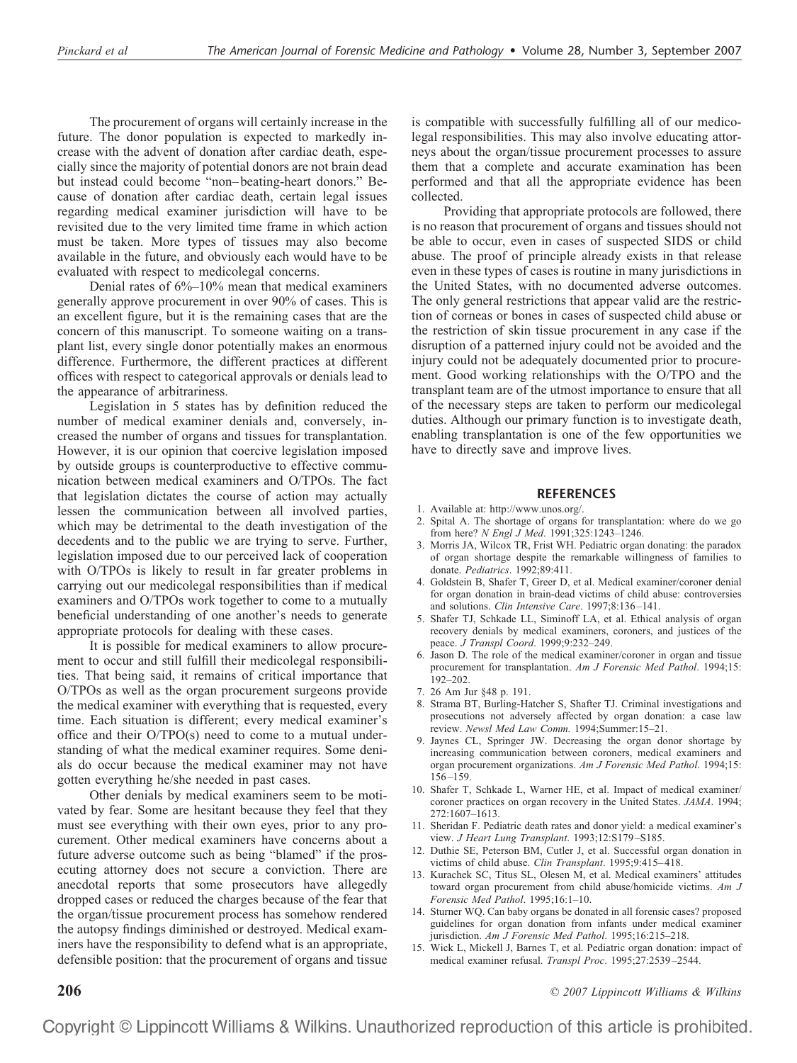The procurement of organs will certainly increase in the future. The donor population is expected to markedly increase with the advent of donation after cardiac death, especially since the majority of potential donors are not brain dead but instead could become "non–beating-heart donors." Because of donation after cardiac death, certain legal issues regarding medical examiner jurisdiction will have to be revisited due to the very limited time frame in which action must be taken. More types of tissues may also become available in the future, and obviously each would have to be evaluated with respect to medicolegal concerns.

Denial rates of 6%–10% mean that medical examiners generally approve procurement in over 90% of cases. This is an excellent figure, but it is the remaining cases that are the concern of this manuscript. To someone waiting on a transplant list, every single donor potentially makes an enormous difference. Furthermore, the different practices at different offices with respect to categorical approvals or denials lead to the appearance of arbitrariness.

Legislation in 5 states has by definition reduced the number of medical examiner denials and, conversely, increased the number of organs and tissues for transplantation. However, it is our opinion that coercive legislation imposed by outside groups is counterproductive to effective communication between medical examiners and O/TPOs. The fact that legislation dictates the course of action may actually lessen the communication between all involved parties, which may be detrimental to the death investigation of the decedents and to the public we are trying to serve. Further, legislation imposed due to our perceived lack of cooperation with O/TPOs is likely to result in far greater problems in carrying out our medicolegal responsibilities than if medical examiners and O/TPOs work together to come to a mutually beneficial understanding of one another's needs to generate appropriate protocols for dealing with these cases.

It is possible for medical examiners to allow procurement to occur and still fulfill their medicolegal responsibilities. That being said, it remains of critical importance that O/TPOs as well as the organ procurement surgeons provide the medical examiner with everything that is requested, every time. Each situation is different; every medical examiner's office and their O/TPO(s) need to come to a mutual understanding of what the medical examiner requires. Some denials do occur because the medical examiner may not have gotten everything he/she needed in past cases.

Other denials by medical examiners seem to be motivated by fear. Some are hesitant because they feel that they must see everything with their own eyes, prior to any procurement. Other medical examiners have concerns about a future adverse outcome such as being "blamed" if the prosecuting attorney does not secure a conviction. There are anecdotal reports that some prosecutors have allegedly dropped cases or reduced the charges because of the fear that the organ/tissue procurement process has somehow rendered the autopsy findings diminished or destroyed. Medical examiners have the responsibility to defend what is an appropriate, defensible position: that the procurement of organs and tissue is compatible with successfully fulfilling all of our medicolegal responsibilities. This may also involve educating attorneys about the organ/tissue procurement processes to assure them that a complete and accurate examination has been performed and that all the appropriate evidence has been collected.

Providing that appropriate protocols are followed, there is no reason that procurement of organs and tissues should not be able to occur, even in cases of suspected SIDS or child abuse. The proof of principle already exists in that release even in these types of cases is routine in many jurisdictions in the United States, with no documented adverse outcomes. The only general restrictions that appear valid are the restriction of corneas or bones in cases of suspected child abuse or the restriction of skin tissue procurement in any case if the disruption of a patterned injury could not be avoided and the injury could not be adequately documented prior to procurement. Good working relationships with the O/TPO and the transplant team are of the utmost importance to ensure that all of the necessary steps are taken to perform our medicolegal duties. Although our primary function is to investigate death, enabling transplantation is one of the few opportunities we have to directly save and improve lives.

## REFERENCES

1. Available at: http://www.unos.org/.
2. Spital A. The shortage of organs for transplantation: where do we go from here? *N Engl J Med*. 1991;325:1243–1246.
3. Morris JA, Wilcox TR, Frist WH. Pediatric organ donating: the paradox of organ shortage despite the remarkable willingness of families to donate. *Pediatrics*. 1992;89:411.
4. Goldstein B, Shafer T, Greer D, et al. Medical examiner/coroner denial for organ donation in brain-dead victims of child abuse: controversies and solutions. *Clin Intensive Care*. 1997;8:136–141.
5. Shafer TJ, Schkade LL, Siminoff LA, et al. Ethical analysis of organ recovery denials by medical examiners, coroners, and justices of the peace. *J Transpl Coord*. 1999;9:232–249.
6. Jason D. The role of the medical examiner/coroner in organ and tissue procurement for transplantation. *Am J Forensic Med Pathol*. 1994;15:192–202.
7. 26 Am Jur §48 p. 191.
8. Strama BT, Burling-Hatcher S, Shafter TJ. Criminal investigations and prosecutions not adversely affected by organ donation: a case law review. *Newsl Med Law Comm.* 1994;Summer:15–21.
9. Jaynes CL, Springer JW. Decreasing the organ donor shortage by increasing communication between coroners, medical examiners and organ procurement organizations. *Am J Forensic Med Pathol*. 1994;15:156–159.
10. Shafer T, Schkade L, Warner HE, et al. Impact of medical examiner/coroner practices on organ recovery in the United States. *JAMA*. 1994;272:1607–1613.
11. Sheridan F. Pediatric death rates and donor yield: a medical examiner's view. *J Heart Lung Transplant*. 1993;12:S179–S185.
12. Duthie SE, Peterson BM, Cutler J, et al. Successful organ donation in victims of child abuse. *Clin Transplant*. 1995;9:415–418.
13. Kurachek SC, Titus SL, Olesen M, et al. Medical examiners' attitudes toward organ procurement from child abuse/homicide victims. *Am J Forensic Med Pathol*. 1995;16:1–10.
14. Sturner WQ. Can baby organs be donated in all forensic cases? proposed guidelines for organ donation from infants under medical examiner jurisdiction. *Am J Forensic Med Pathol*. 1995;16:215–218.
15. Wick L, Mickell J, Barnes T, et al. Pediatric organ donation: impact of medical examiner refusal. *Transpl Proc*. 1995;27:2539–2544.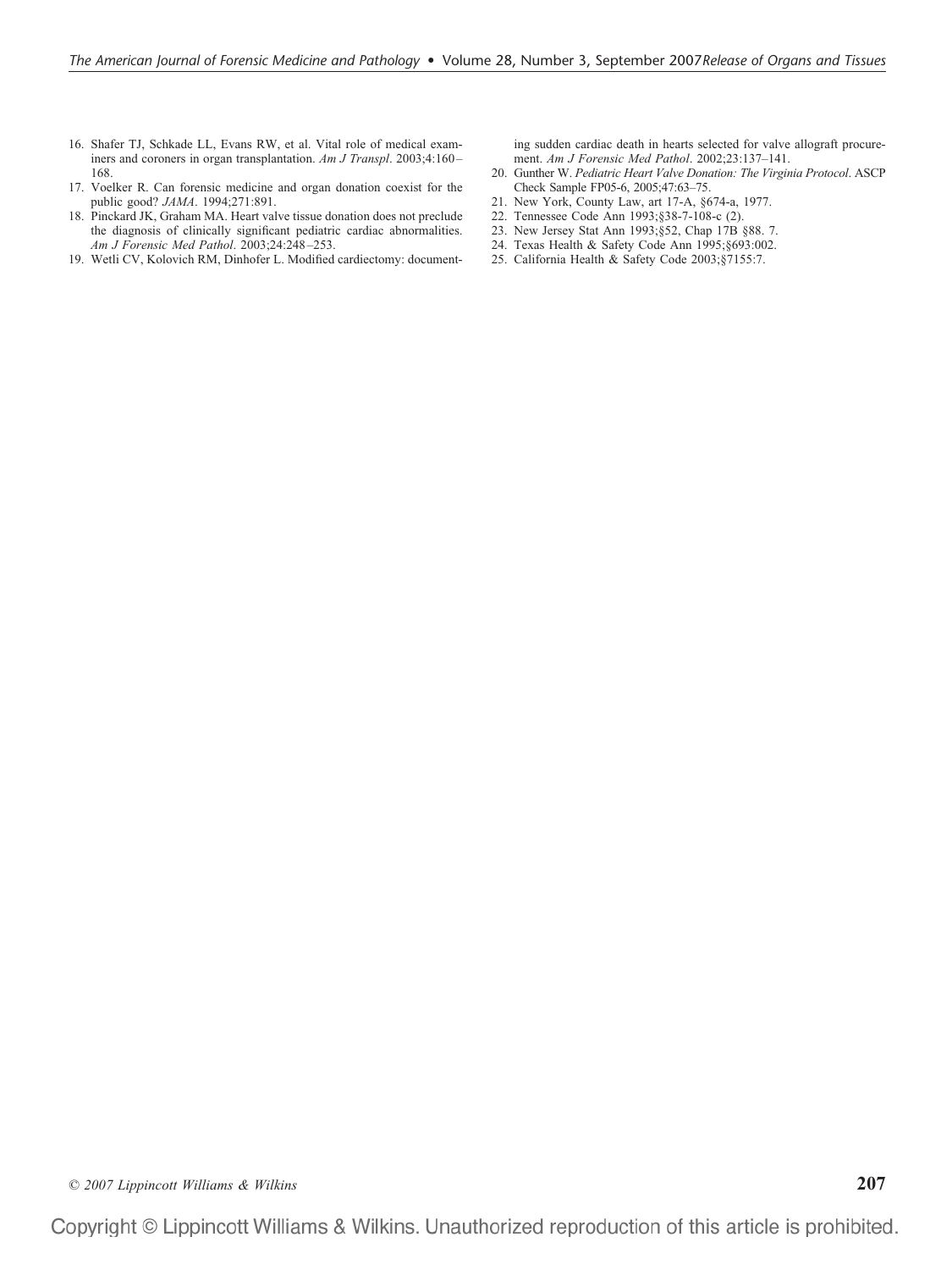16. Shafer TJ, Schkade LL, Evans RW, et al. Vital role of medical examiners and coroners in organ transplantation. *Am J Transpl*. 2003;4:160–168.
17. Voelker R. Can forensic medicine and organ donation coexist for the public good? *JAMA*. 1994;271:891.
18. Pinckard JK, Graham MA. Heart valve tissue donation does not preclude the diagnosis of clinically significant pediatric cardiac abnormalities. *Am J Forensic Med Pathol*. 2003;24:248–253.
19. Wetli CV, Kolovich RM, Dinhofer L. Modified cardiectomy: documenting sudden cardiac death in hearts selected for valve allograft procurement. *Am J Forensic Med Pathol*. 2002;23:137–141.
20. Gunther W. *Pediatric Heart Valve Donation: The Virginia Protocol*. ASCP Check Sample FP05-6, 2005;47:63–75.
21. New York, County Law, art 17-A, §674-a, 1977.
22. Tennessee Code Ann 1993;§38-7-108-c (2).
23. New Jersey Stat Ann 1993;§52, Chap 17B §88. 7.
24. Texas Health & Safety Code Ann 1995;§693:002.
25. California Health & Safety Code 2003;§7155:7.